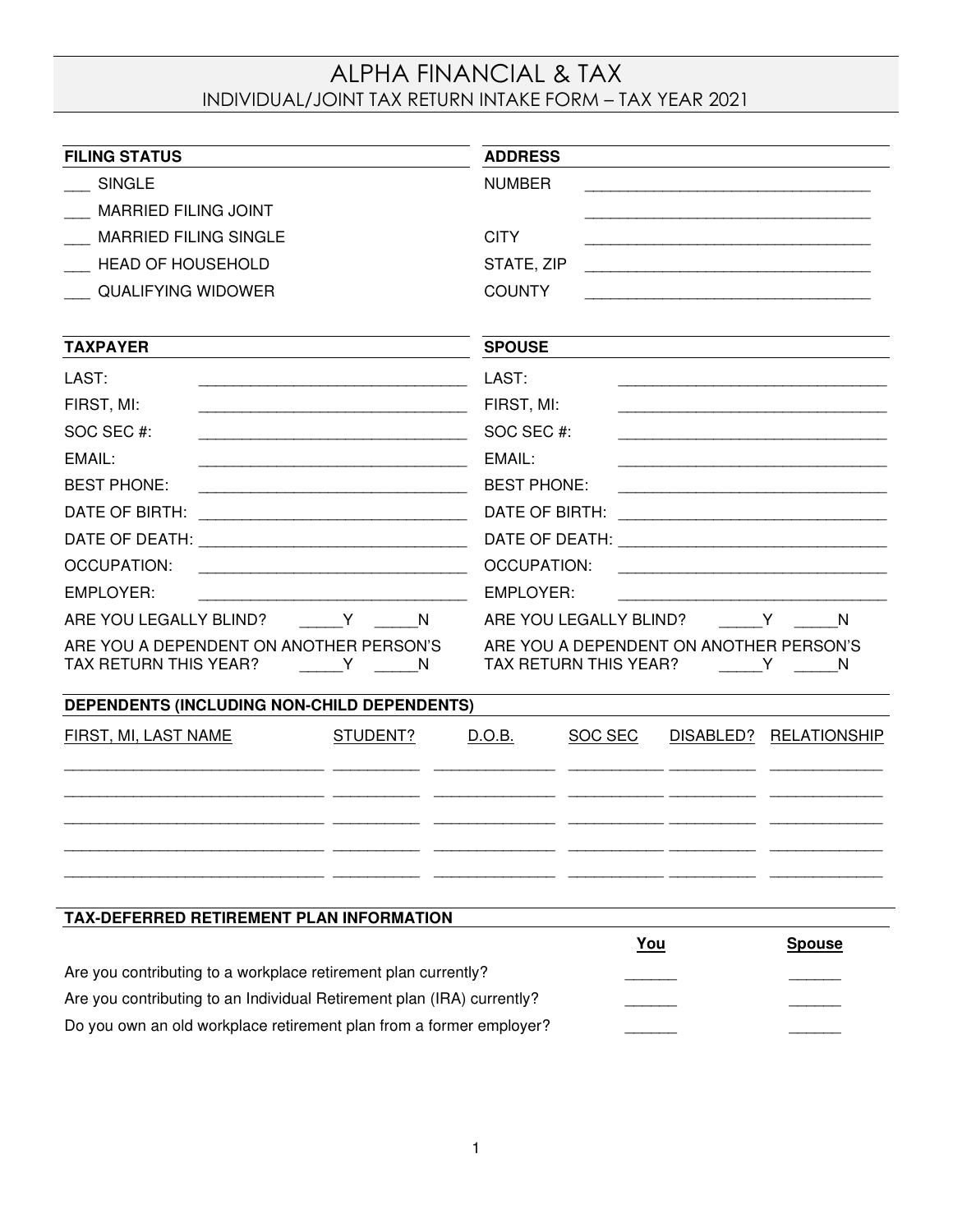# ALPHA FINANCIAL & TAX

## INDIVIDUAL/JOINT TAX RETURN INTAKE FORM – TAX YEAR 2021

**FILING STATUS**

___ SINGLE

___ MARRIED FILING JOINT

___ MARRIED FILING SINGLE

___ HEAD OF HOUSEHOLD

___ QUALIFYING WIDOWER

**ADDRESS**

NUMBER ________________________________

________________________________

CITY ________________________________

STATE, ZIP ________________________________

COUNTY ________________________________

**TAXPAYER**

LAST: ________________________________

FIRST, MI: ________________________________

SOC SEC #: ________________________________

EMAIL: ________________________________

BEST PHONE: ________________________________

DATE OF BIRTH: ________________________________

DATE OF DEATH: ________________________________

OCCUPATION: ________________________________

EMPLOYER: ________________________________

ARE YOU LEGALLY BLIND? _____Y _____N

ARE YOU A DEPENDENT ON ANOTHER PERSON'S TAX RETURN THIS YEAR? _____Y _____N

**SPOUSE**

LAST: ________________________________

FIRST, MI: ________________________________

SOC SEC #: ________________________________

EMAIL: ________________________________

BEST PHONE: ________________________________

DATE OF BIRTH: ________________________________

DATE OF DEATH: ________________________________

OCCUPATION: ________________________________

EMPLOYER: ________________________________

ARE YOU LEGALLY BLIND? _____Y _____N

ARE YOU A DEPENDENT ON ANOTHER PERSON'S TAX RETURN THIS YEAR? _____Y _____N

**DEPENDENTS (INCLUDING NON-CHILD DEPENDENTS)**

| FIRST, MI, LAST NAME | STUDENT? | D.O.B. | SOC SEC | DISABLED? | RELATIONSHIP |
|---|---|---|---|---|---|
| | | | | | |
| | | | | | |
| | | | | | |
| | | | | | |
| | | | | | |

**TAX-DEFERRED RETIREMENT PLAN INFORMATION**

| | **You** | **Spouse** |
|---|---|---|
| Are you contributing to a workplace retirement plan currently? | ______ | ______ |
| Are you contributing to an Individual Retirement plan (IRA) currently? | ______ | ______ |
| Do you own an old workplace retirement plan from a former employer? | ______ | ______ |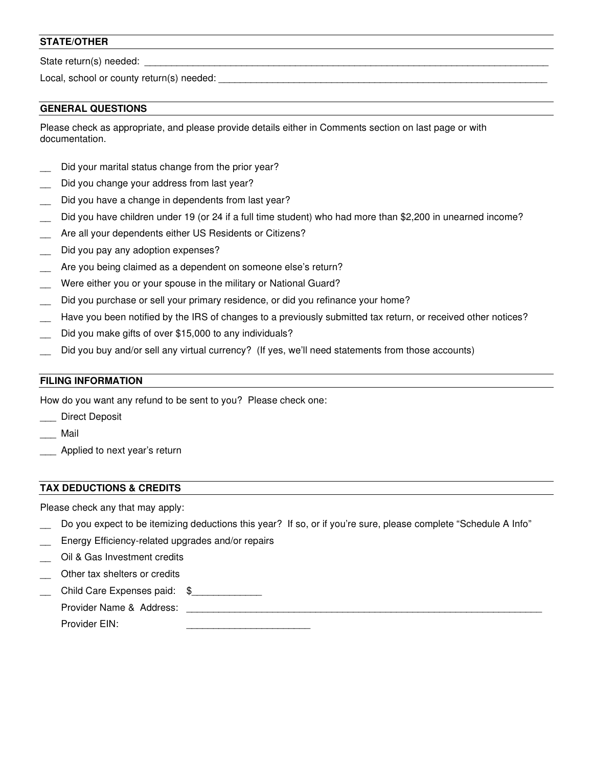**STATE/OTHER**

State return(s) needed: ____________________________________________________________________________

Local, school or county return(s) needed: ____________________________________________________________

**GENERAL QUESTIONS**

Please check as appropriate, and please provide details either in Comments section on last page or with documentation.

__ Did your marital status change from the prior year?
__ Did you change your address from last year?
__ Did you have a change in dependents from last year?
__ Did you have children under 19 (or 24 if a full time student) who had more than $2,200 in unearned income?
__ Are all your dependents either US Residents or Citizens?
__ Did you pay any adoption expenses?
__ Are you being claimed as a dependent on someone else's return?
__ Were either you or your spouse in the military or National Guard?
__ Did you purchase or sell your primary residence, or did you refinance your home?
__ Have you been notified by the IRS of changes to a previously submitted tax return, or received other notices?
__ Did you make gifts of over $15,000 to any individuals?
__ Did you buy and/or sell any virtual currency? (If yes, we'll need statements from those accounts)

**FILING INFORMATION**

How do you want any refund to be sent to you? Please check one:

___ Direct Deposit
___ Mail
___ Applied to next year's return

**TAX DEDUCTIONS & CREDITS**

Please check any that may apply:

__ Do you expect to be itemizing deductions this year? If so, or if you're sure, please complete "Schedule A Info"
__ Energy Efficiency-related upgrades and/or repairs
__ Oil & Gas Investment credits
__ Other tax shelters or credits
__ Child Care Expenses paid: $_____________
Provider Name & Address: ______________________________________________________________
Provider EIN: _______________________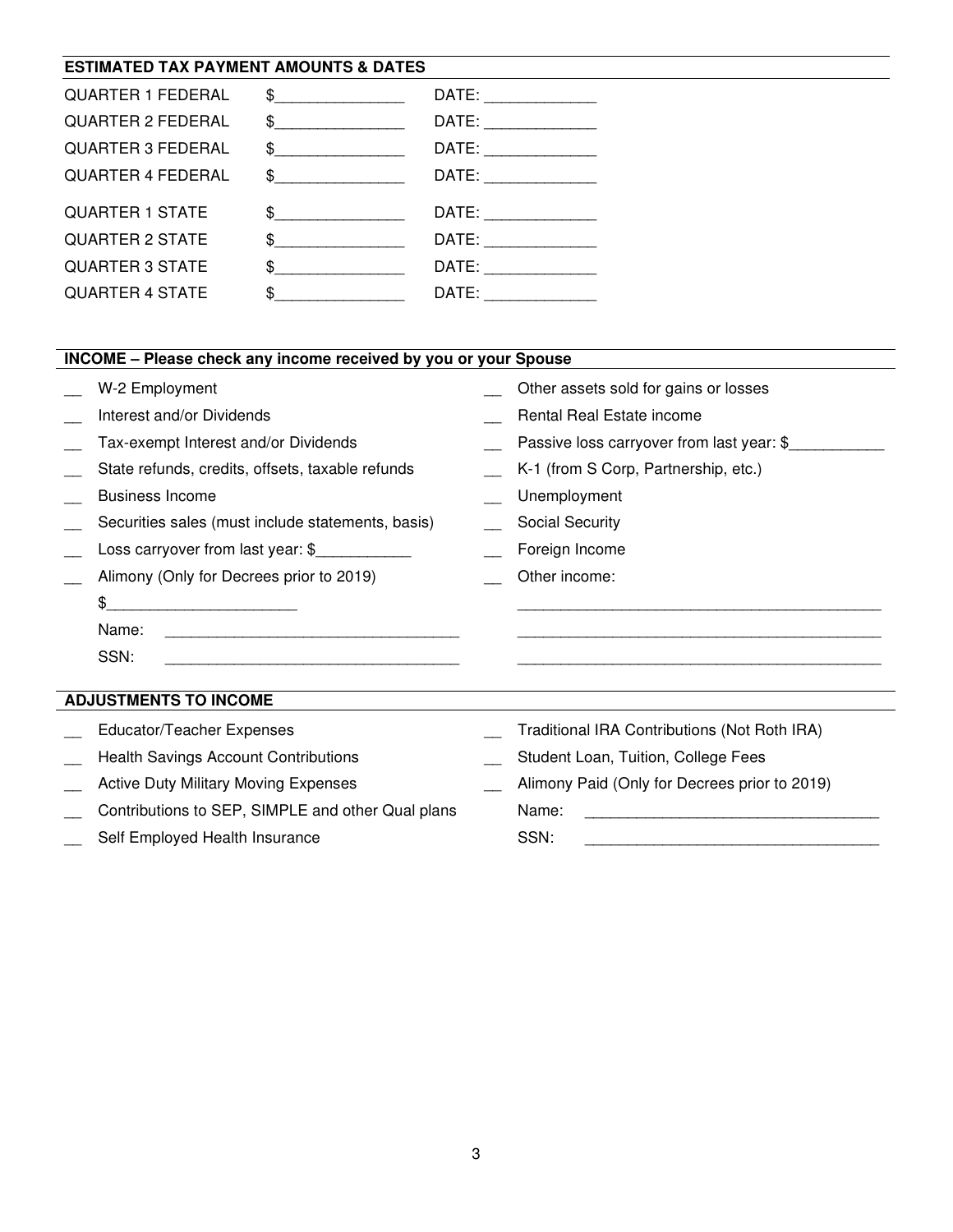## ESTIMATED TAX PAYMENT AMOUNTS & DATES

| | | |
|---|---|---|
| QUARTER 1 FEDERAL | $_______________ | DATE: _____________ |
| QUARTER 2 FEDERAL | $_______________ | DATE: _____________ |
| QUARTER 3 FEDERAL | $_______________ | DATE: _____________ |
| QUARTER 4 FEDERAL | $_______________ | DATE: _____________ |
| QUARTER 1 STATE | $_______________ | DATE: _____________ |
| QUARTER 2 STATE | $_______________ | DATE: _____________ |
| QUARTER 3 STATE | $_______________ | DATE: _____________ |
| QUARTER 4 STATE | $_______________ | DATE: _____________ |

## INCOME – Please check any income received by you or your Spouse

__ W-2 Employment

__ Interest and/or Dividends

__ Tax-exempt Interest and/or Dividends

__ State refunds, credits, offsets, taxable refunds

__ Business Income

__ Securities sales (must include statements, basis)

__ Loss carryover from last year: $___________

__ Alimony (Only for Decrees prior to 2019)

$______________________

Name: __________________________________

SSN: __________________________________

__ Other assets sold for gains or losses

__ Rental Real Estate income

__ Passive loss carryover from last year: $___________

__ K-1 (from S Corp, Partnership, etc.)

__ Unemployment

__ Social Security

__ Foreign Income

__ Other income:

___________________________________________

___________________________________________

___________________________________________

## ADJUSTMENTS TO INCOME

__ Educator/Teacher Expenses

__ Health Savings Account Contributions

__ Active Duty Military Moving Expenses

__ Contributions to SEP, SIMPLE and other Qual plans

__ Self Employed Health Insurance

__ Traditional IRA Contributions (Not Roth IRA)

__ Student Loan, Tuition, College Fees

__ Alimony Paid (Only for Decrees prior to 2019)

Name: __________________________________

SSN: __________________________________